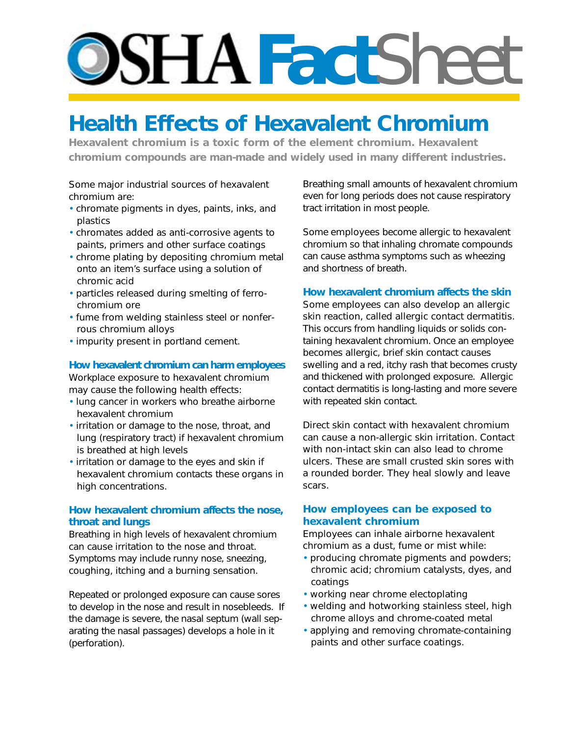# OSHA FactSheet

## Health Effects of Hexavalent Chromium

**Hexavalent chromium is a toxic form of the element chromium. Hexavalent chromium compounds are man-made and widely used in many different industries.**

Some major industrial sources of hexavalent chromium are:

- chromate pigments in dyes, paints, inks, and plastics
- chromates added as anti-corrosive agents to paints, primers and other surface coatings
- chrome plating by depositing chromium metal onto an item's surface using a solution of chromic acid
- particles released during smelting of ferro-chromium ore
- fume from welding stainless steel or nonferrous chromium alloys
- impurity present in portland cement.

### How hexavalent chromium can harm employees

Workplace exposure to hexavalent chromium may cause the following health effects:

- lung cancer in workers who breathe airborne hexavalent chromium
- irritation or damage to the nose, throat, and lung (respiratory tract) if hexavalent chromium is breathed at high levels
- irritation or damage to the eyes and skin if hexavalent chromium contacts these organs in high concentrations.

### How hexavalent chromium affects the nose, throat and lungs

Breathing in high levels of hexavalent chromium can cause irritation to the nose and throat. Symptoms may include runny nose, sneezing, coughing, itching and a burning sensation.

Repeated or prolonged exposure can cause sores to develop in the nose and result in nosebleeds. If the damage is severe, the nasal septum (wall separating the nasal passages) develops a hole in it (perforation).

Breathing small amounts of hexavalent chromium even for long periods does not cause respiratory tract irritation in most people.

Some employees become allergic to hexavalent chromium so that inhaling chromate compounds can cause asthma symptoms such as wheezing and shortness of breath.

### How hexavalent chromium affects the skin

Some employees can also develop an allergic skin reaction, called allergic contact dermatitis. This occurs from handling liquids or solids containing hexavalent chromium. Once an employee becomes allergic, brief skin contact causes swelling and a red, itchy rash that becomes crusty and thickened with prolonged exposure. Allergic contact dermatitis is long-lasting and more severe with repeated skin contact.

Direct skin contact with hexavalent chromium can cause a non-allergic skin irritation. Contact with non-intact skin can also lead to chrome ulcers. These are small crusted skin sores with a rounded border. They heal slowly and leave scars.

### How employees can be exposed to hexavalent chromium

Employees can inhale airborne hexavalent chromium as a dust, fume or mist while:

- producing chromate pigments and powders; chromic acid; chromium catalysts, dyes, and coatings
- working near chrome electoplating
- welding and hotworking stainless steel, high chrome alloys and chrome-coated metal
- applying and removing chromate-containing paints and other surface coatings.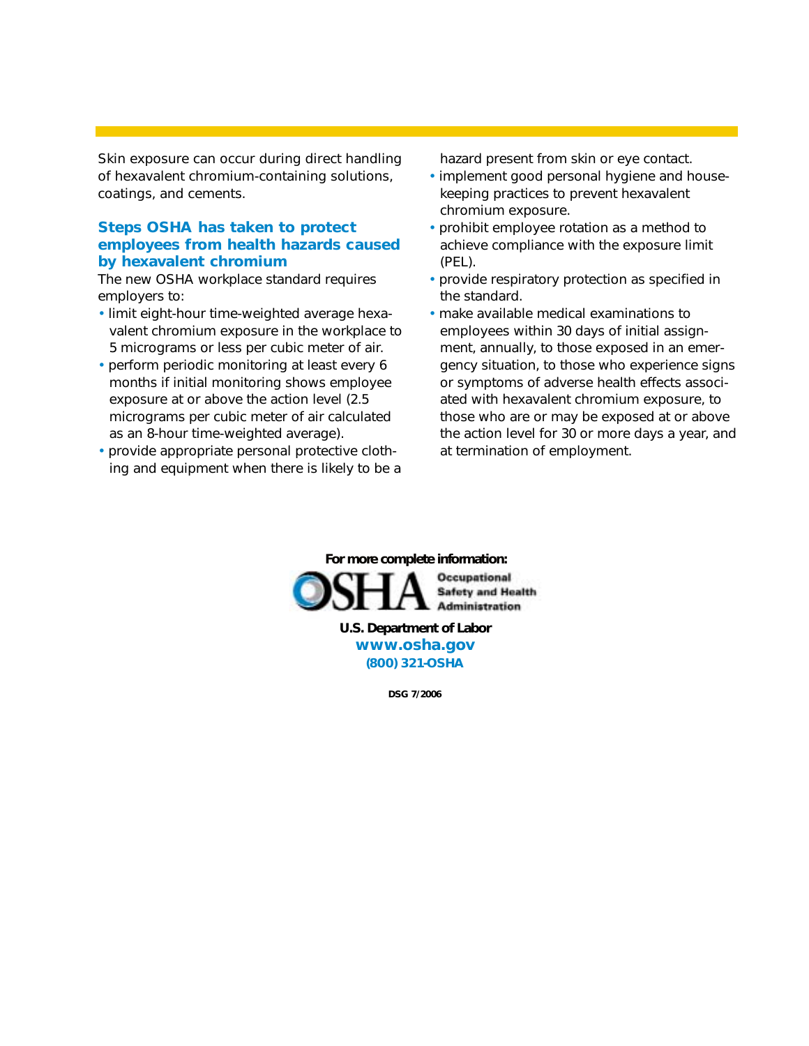Skin exposure can occur during direct handling of hexavalent chromium-containing solutions, coatings, and cements.

## Steps OSHA has taken to protect employees from health hazards caused by hexavalent chromium

The new OSHA workplace standard requires employers to:

- limit eight-hour time-weighted average hexavalent chromium exposure in the workplace to 5 micrograms or less per cubic meter of air.
- perform periodic monitoring at least every 6 months if initial monitoring shows employee exposure at or above the action level (2.5 micrograms per cubic meter of air calculated as an 8-hour time-weighted average).
- provide appropriate personal protective clothing and equipment when there is likely to be a hazard present from skin or eye contact.
- implement good personal hygiene and housekeeping practices to prevent hexavalent chromium exposure.
- prohibit employee rotation as a method to achieve compliance with the exposure limit (PEL).
- provide respiratory protection as specified in the standard.
- make available medical examinations to employees within 30 days of initial assignment, annually, to those exposed in an emergency situation, to those who experience signs or symptoms of adverse health effects associated with hexavalent chromium exposure, to those who are or may be exposed at or above the action level for 30 or more days a year, and at termination of employment.

**For more complete information:**

OSHA Occupational Safety and Health Administration

**U.S. Department of Labor**

**www.osha.gov**

**(800) 321-OSHA**

DSG 7/2006